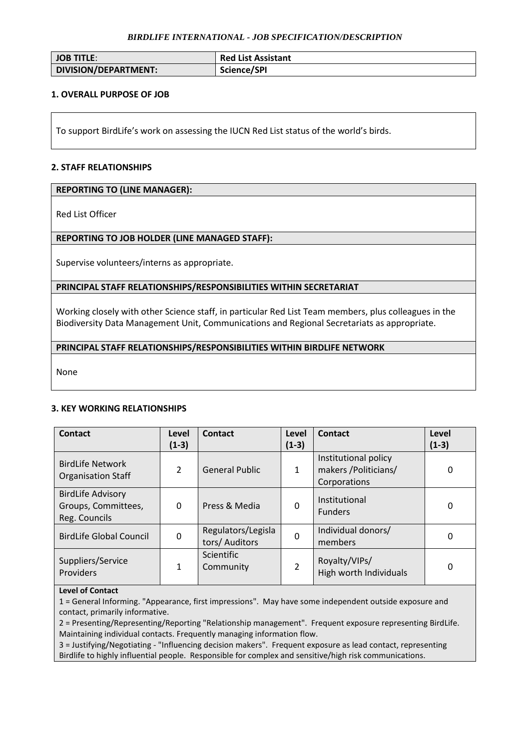*BIRDLIFE INTERNATIONAL - JOB SPECIFICATION/DESCRIPTION*

| **JOB TITLE**: | **Red List Assistant** |
|---|---|
| **DIVISION/DEPARTMENT:** | **Science/SPI** |

### 1. OVERALL PURPOSE OF JOB

To support BirdLife's work on assessing the IUCN Red List status of the world's birds.

### 2. STAFF RELATIONSHIPS

**REPORTING TO (LINE MANAGER):**

Red List Officer

**REPORTING TO JOB HOLDER (LINE MANAGED STAFF):**

Supervise volunteers/interns as appropriate.

**PRINCIPAL STAFF RELATIONSHIPS/RESPONSIBILITIES WITHIN SECRETARIAT**

Working closely with other Science staff, in particular Red List Team members, plus colleagues in the Biodiversity Data Management Unit, Communications and Regional Secretariats as appropriate.

**PRINCIPAL STAFF RELATIONSHIPS/RESPONSIBILITIES WITHIN BIRDLIFE NETWORK**

None

### 3. KEY WORKING RELATIONSHIPS

| **Contact** | **Level (1-3)** | **Contact** | **Level (1-3)** | **Contact** | **Level (1-3)** |
|---|---|---|---|---|---|
| BirdLife Network Organisation Staff | 2 | General Public | 1 | Institutional policy makers /Politicians/ Corporations | 0 |
| BirdLife Advisory Groups, Committees, Reg. Councils | 0 | Press & Media | 0 | Institutional Funders | 0 |
| BirdLife Global Council | 0 | Regulators/Legislators/ Auditors | 0 | Individual donors/ members | 0 |
| Suppliers/Service Providers | 1 | Scientific Community | 2 | Royalty/VIPs/ High worth Individuals | 0 |

**Level of Contact**

1 = General Informing. "Appearance, first impressions". May have some independent outside exposure and contact, primarily informative.

2 = Presenting/Representing/Reporting "Relationship management". Frequent exposure representing BirdLife. Maintaining individual contacts. Frequently managing information flow.

3 = Justifying/Negotiating - "Influencing decision makers". Frequent exposure as lead contact, representing Birdlife to highly influential people. Responsible for complex and sensitive/high risk communications.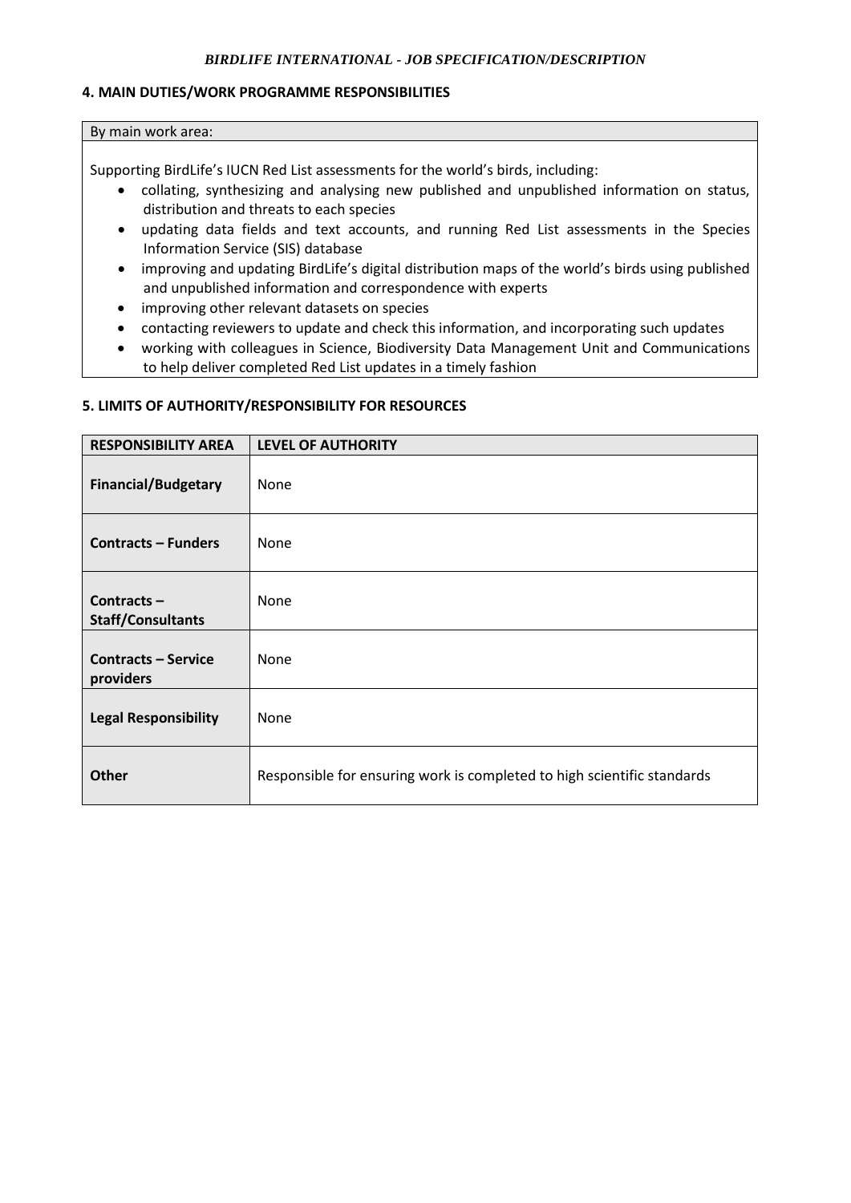## 4. MAIN DUTIES/WORK PROGRAMME RESPONSIBILITIES

By main work area:

Supporting BirdLife's IUCN Red List assessments for the world's birds, including:

- collating, synthesizing and analysing new published and unpublished information on status, distribution and threats to each species
- updating data fields and text accounts, and running Red List assessments in the Species Information Service (SIS) database
- improving and updating BirdLife's digital distribution maps of the world's birds using published and unpublished information and correspondence with experts
- improving other relevant datasets on species
- contacting reviewers to update and check this information, and incorporating such updates
- working with colleagues in Science, Biodiversity Data Management Unit and Communications to help deliver completed Red List updates in a timely fashion

## 5. LIMITS OF AUTHORITY/RESPONSIBILITY FOR RESOURCES

| RESPONSIBILITY AREA | LEVEL OF AUTHORITY |
|---|---|
| **Financial/Budgetary** | None |
| **Contracts – Funders** | None |
| **Contracts – Staff/Consultants** | None |
| **Contracts – Service providers** | None |
| **Legal Responsibility** | None |
| **Other** | Responsible for ensuring work is completed to high scientific standards |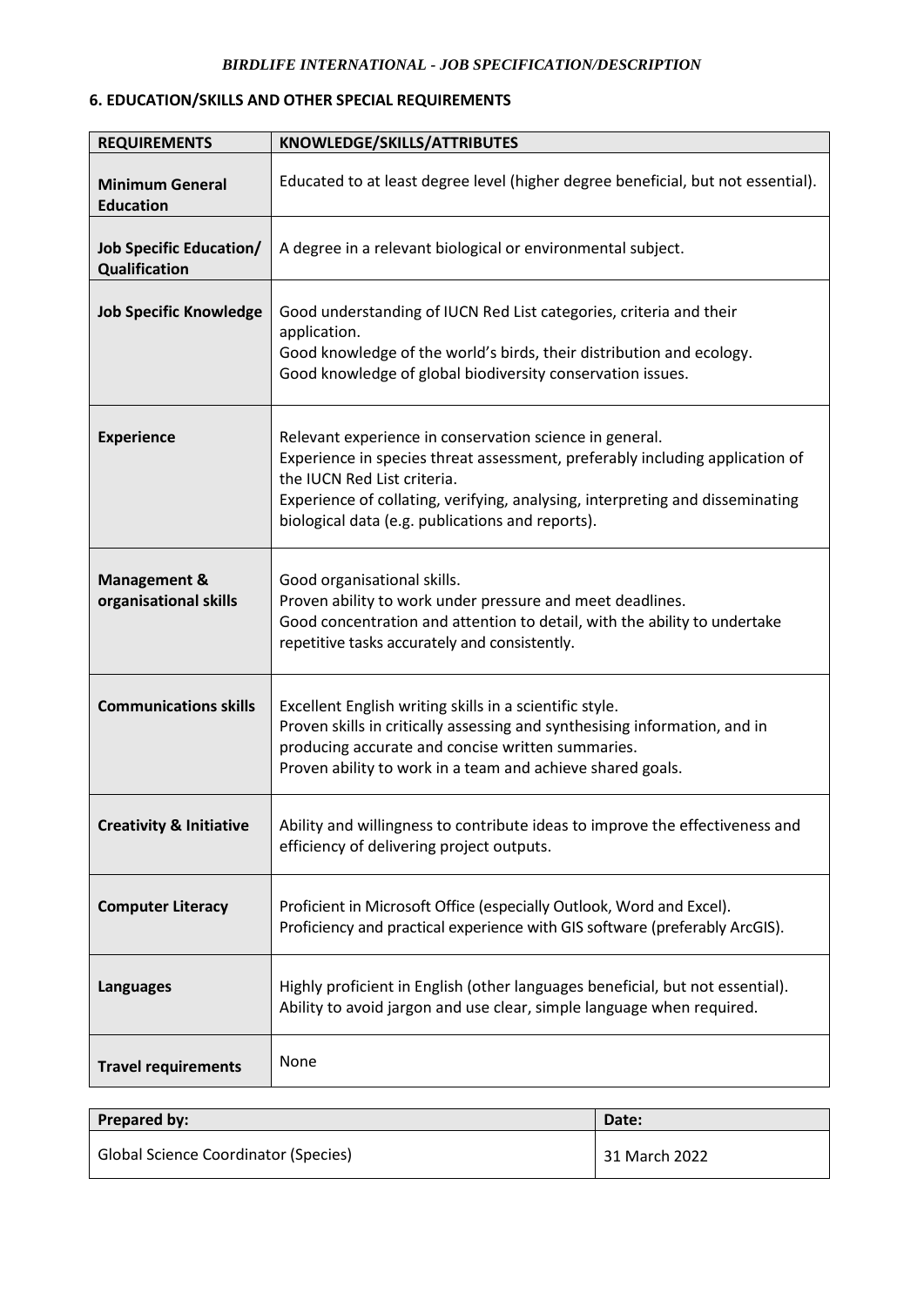## 6. EDUCATION/SKILLS AND OTHER SPECIAL REQUIREMENTS

| REQUIREMENTS | KNOWLEDGE/SKILLS/ATTRIBUTES |
|---|---|
| **Minimum General Education** | Educated to at least degree level (higher degree beneficial, but not essential). |
| **Job Specific Education/ Qualification** | A degree in a relevant biological or environmental subject. |
| **Job Specific Knowledge** | Good understanding of IUCN Red List categories, criteria and their application.<br>Good knowledge of the world's birds, their distribution and ecology.<br>Good knowledge of global biodiversity conservation issues. |
| **Experience** | Relevant experience in conservation science in general.<br>Experience in species threat assessment, preferably including application of the IUCN Red List criteria.<br>Experience of collating, verifying, analysing, interpreting and disseminating biological data (e.g. publications and reports). |
| **Management & organisational skills** | Good organisational skills.<br>Proven ability to work under pressure and meet deadlines.<br>Good concentration and attention to detail, with the ability to undertake repetitive tasks accurately and consistently. |
| **Communications skills** | Excellent English writing skills in a scientific style.<br>Proven skills in critically assessing and synthesising information, and in producing accurate and concise written summaries.<br>Proven ability to work in a team and achieve shared goals. |
| **Creativity & Initiative** | Ability and willingness to contribute ideas to improve the effectiveness and efficiency of delivering project outputs. |
| **Computer Literacy** | Proficient in Microsoft Office (especially Outlook, Word and Excel).<br>Proficiency and practical experience with GIS software (preferably ArcGIS). |
| **Languages** | Highly proficient in English (other languages beneficial, but not essential).<br>Ability to avoid jargon and use clear, simple language when required. |
| **Travel requirements** | None |

| Prepared by: | Date: |
|---|---|
| Global Science Coordinator (Species) | 31 March 2022 |